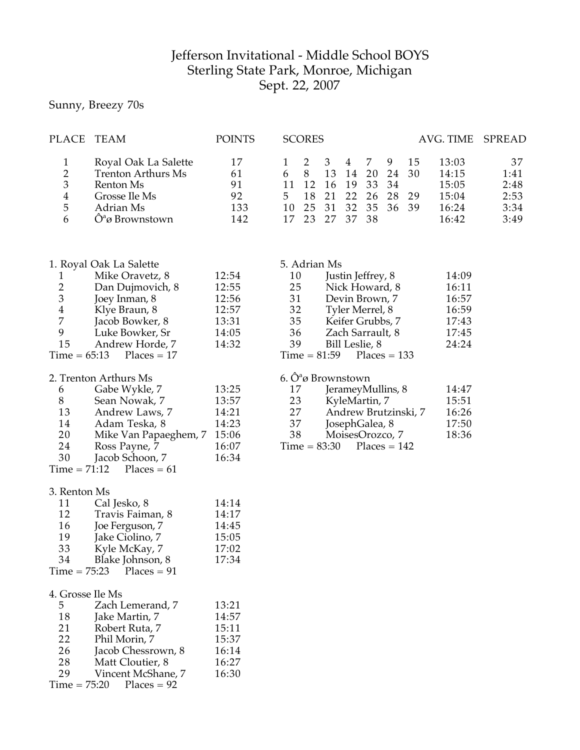# Jefferson Invitational - Middle School BOYS
## Sterling State Park, Monroe, Michigan
## Sept. 22, 2007

Sunny, Breezy 70s

| PLACE | TEAM | POINTS | SCORES | | | | | | | AVG. TIME | SPREAD |
|---|---|---|---|---|---|---|---|---|---|---|---|
| 1 | Royal Oak La Salette | 17 | 1 | 2 | 3 | 4 | 7 | 9 | 15 | 13:03 | 37 |
| 2 | Trenton Arthurs Ms | 61 | 6 | 8 | 13 | 14 | 20 | 24 | 30 | 14:15 | 1:41 |
| 3 | Renton Ms | 91 | 11 | 12 | 16 | 19 | 33 | 34 | | 15:05 | 2:48 |
| 4 | Grosse Ile Ms | 92 | 5 | 18 | 21 | 22 | 26 | 28 | 29 | 15:04 | 2:53 |
| 5 | Adrian Ms | 133 | 10 | 25 | 31 | 32 | 35 | 36 | 39 | 16:24 | 3:34 |
| 6 | Ôªø Brownstown | 142 | 17 | 23 | 27 | 37 | 38 | | | 16:42 | 3:49 |

**1. Royal Oak La Salette**

| | | |
|---|---|---|
| 1 | Mike Oravetz, 8 | 12:54 |
| 2 | Dan Dujmovich, 8 | 12:55 |
| 3 | Joey Inman, 8 | 12:56 |
| 4 | Klye Braun, 8 | 12:57 |
| 7 | Jacob Bowker, 8 | 13:31 |
| 9 | Luke Bowker, Sr | 14:05 |
| 15 | Andrew Horde, 7 | 14:32 |

Time = 65:13 Places = 17

**2. Trenton Arthurs Ms**

| | | |
|---|---|---|
| 6 | Gabe Wykle, 7 | 13:25 |
| 8 | Sean Nowak, 7 | 13:57 |
| 13 | Andrew Laws, 7 | 14:21 |
| 14 | Adam Teska, 8 | 14:23 |
| 20 | Mike Van Papaeghem, 7 | 15:06 |
| 24 | Ross Payne, 7 | 16:07 |
| 30 | Jacob Schoon, 7 | 16:34 |

Time = 71:12 Places = 61

**3. Renton Ms**

| | | |
|---|---|---|
| 11 | Cal Jesko, 8 | 14:14 |
| 12 | Travis Faiman, 8 | 14:17 |
| 16 | Joe Ferguson, 7 | 14:45 |
| 19 | Jake Ciolino, 7 | 15:05 |
| 33 | Kyle McKay, 7 | 17:02 |
| 34 | Blake Johnson, 8 | 17:34 |

Time = 75:23 Places = 91

**4. Grosse Ile Ms**

| | | |
|---|---|---|
| 5 | Zach Lemerand, 7 | 13:21 |
| 18 | Jake Martin, 7 | 14:57 |
| 21 | Robert Ruta, 7 | 15:11 |
| 22 | Phil Morin, 7 | 15:37 |
| 26 | Jacob Chessrown, 8 | 16:14 |
| 28 | Matt Cloutier, 8 | 16:27 |
| 29 | Vincent McShane, 7 | 16:30 |

Time = 75:20 Places = 92

**5. Adrian Ms**

| | | |
|---|---|---|
| 10 | Justin Jeffrey, 8 | 14:09 |
| 25 | Nick Howard, 8 | 16:11 |
| 31 | Devin Brown, 7 | 16:57 |
| 32 | Tyler Merrel, 8 | 16:59 |
| 35 | Keifer Grubbs, 7 | 17:43 |
| 36 | Zach Sarrault, 8 | 17:45 |
| 39 | Bill Leslie, 8 | 24:24 |

Time = 81:59 Places = 133

**6. Ôªø Brownstown**

| | | |
|---|---|---|
| 17 | JerameyMullins, 8 | 14:47 |
| 23 | KyleMartin, 7 | 15:51 |
| 27 | Andrew Brutzinski, 7 | 16:26 |
| 37 | JosephGalea, 8 | 17:50 |
| 38 | MoisesOrozco, 7 | 18:36 |

Time = 83:30 Places = 142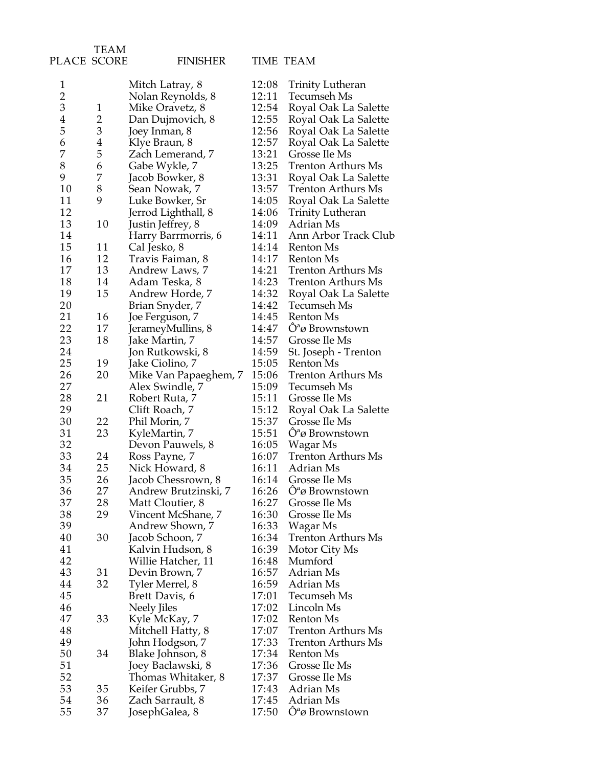| PLACE | TEAM SCORE | FINISHER | TIME | TEAM |
|---|---|---|---|---|
| 1 | | Mitch Latray, 8 | 12:08 | Trinity Lutheran |
| 2 | | Nolan Reynolds, 8 | 12:11 | Tecumseh Ms |
| 3 | 1 | Mike Oravetz, 8 | 12:54 | Royal Oak La Salette |
| 4 | 2 | Dan Dujmovich, 8 | 12:55 | Royal Oak La Salette |
| 5 | 3 | Joey Inman, 8 | 12:56 | Royal Oak La Salette |
| 6 | 4 | Klye Braun, 8 | 12:57 | Royal Oak La Salette |
| 7 | 5 | Zach Lemerand, 7 | 13:21 | Grosse Ile Ms |
| 8 | 6 | Gabe Wykle, 7 | 13:25 | Trenton Arthurs Ms |
| 9 | 7 | Jacob Bowker, 8 | 13:31 | Royal Oak La Salette |
| 10 | 8 | Sean Nowak, 7 | 13:57 | Trenton Arthurs Ms |
| 11 | 9 | Luke Bowker, Sr | 14:05 | Royal Oak La Salette |
| 12 | | Jerrod Lighthall, 8 | 14:06 | Trinity Lutheran |
| 13 | 10 | Justin Jeffrey, 8 | 14:09 | Adrian Ms |
| 14 | | Harry Barrmorris, 6 | 14:11 | Ann Arbor Track Club |
| 15 | 11 | Cal Jesko, 8 | 14:14 | Renton Ms |
| 16 | 12 | Travis Faiman, 8 | 14:17 | Renton Ms |
| 17 | 13 | Andrew Laws, 7 | 14:21 | Trenton Arthurs Ms |
| 18 | 14 | Adam Teska, 8 | 14:23 | Trenton Arthurs Ms |
| 19 | 15 | Andrew Horde, 7 | 14:32 | Royal Oak La Salette |
| 20 | | Brian Snyder, 7 | 14:42 | Tecumseh Ms |
| 21 | 16 | Joe Ferguson, 7 | 14:45 | Renton Ms |
| 22 | 17 | JerameyMullins, 8 | 14:47 | Ôªø Brownstown |
| 23 | 18 | Jake Martin, 7 | 14:57 | Grosse Ile Ms |
| 24 | | Jon Rutkowski, 8 | 14:59 | St. Joseph - Trenton |
| 25 | 19 | Jake Ciolino, 7 | 15:05 | Renton Ms |
| 26 | 20 | Mike Van Papaeghem, 7 | 15:06 | Trenton Arthurs Ms |
| 27 | | Alex Swindle, 7 | 15:09 | Tecumseh Ms |
| 28 | 21 | Robert Ruta, 7 | 15:11 | Grosse Ile Ms |
| 29 | | Clift Roach, 7 | 15:12 | Royal Oak La Salette |
| 30 | 22 | Phil Morin, 7 | 15:37 | Grosse Ile Ms |
| 31 | 23 | KyleMartin, 7 | 15:51 | Ôªø Brownstown |
| 32 | | Devon Pauwels, 8 | 16:05 | Wagar Ms |
| 33 | 24 | Ross Payne, 7 | 16:07 | Trenton Arthurs Ms |
| 34 | 25 | Nick Howard, 8 | 16:11 | Adrian Ms |
| 35 | 26 | Jacob Chessrown, 8 | 16:14 | Grosse Ile Ms |
| 36 | 27 | Andrew Brutzinski, 7 | 16:26 | Ôªø Brownstown |
| 37 | 28 | Matt Cloutier, 8 | 16:27 | Grosse Ile Ms |
| 38 | 29 | Vincent McShane, 7 | 16:30 | Grosse Ile Ms |
| 39 | | Andrew Shown, 7 | 16:33 | Wagar Ms |
| 40 | 30 | Jacob Schoon, 7 | 16:34 | Trenton Arthurs Ms |
| 41 | | Kalvin Hudson, 8 | 16:39 | Motor City Ms |
| 42 | | Willie Hatcher, 11 | 16:48 | Mumford |
| 43 | 31 | Devin Brown, 7 | 16:57 | Adrian Ms |
| 44 | 32 | Tyler Merrel, 8 | 16:59 | Adrian Ms |
| 45 | | Brett Davis, 6 | 17:01 | Tecumseh Ms |
| 46 | | Neely Jiles | 17:02 | Lincoln Ms |
| 47 | 33 | Kyle McKay, 7 | 17:02 | Renton Ms |
| 48 | | Mitchell Hatty, 8 | 17:07 | Trenton Arthurs Ms |
| 49 | | John Hodgson, 7 | 17:33 | Trenton Arthurs Ms |
| 50 | 34 | Blake Johnson, 8 | 17:34 | Renton Ms |
| 51 | | Joey Baclawski, 8 | 17:36 | Grosse Ile Ms |
| 52 | | Thomas Whitaker, 8 | 17:37 | Grosse Ile Ms |
| 53 | 35 | Keifer Grubbs, 7 | 17:43 | Adrian Ms |
| 54 | 36 | Zach Sarrault, 8 | 17:45 | Adrian Ms |
| 55 | 37 | JosephGalea, 8 | 17:50 | Ôªø Brownstown |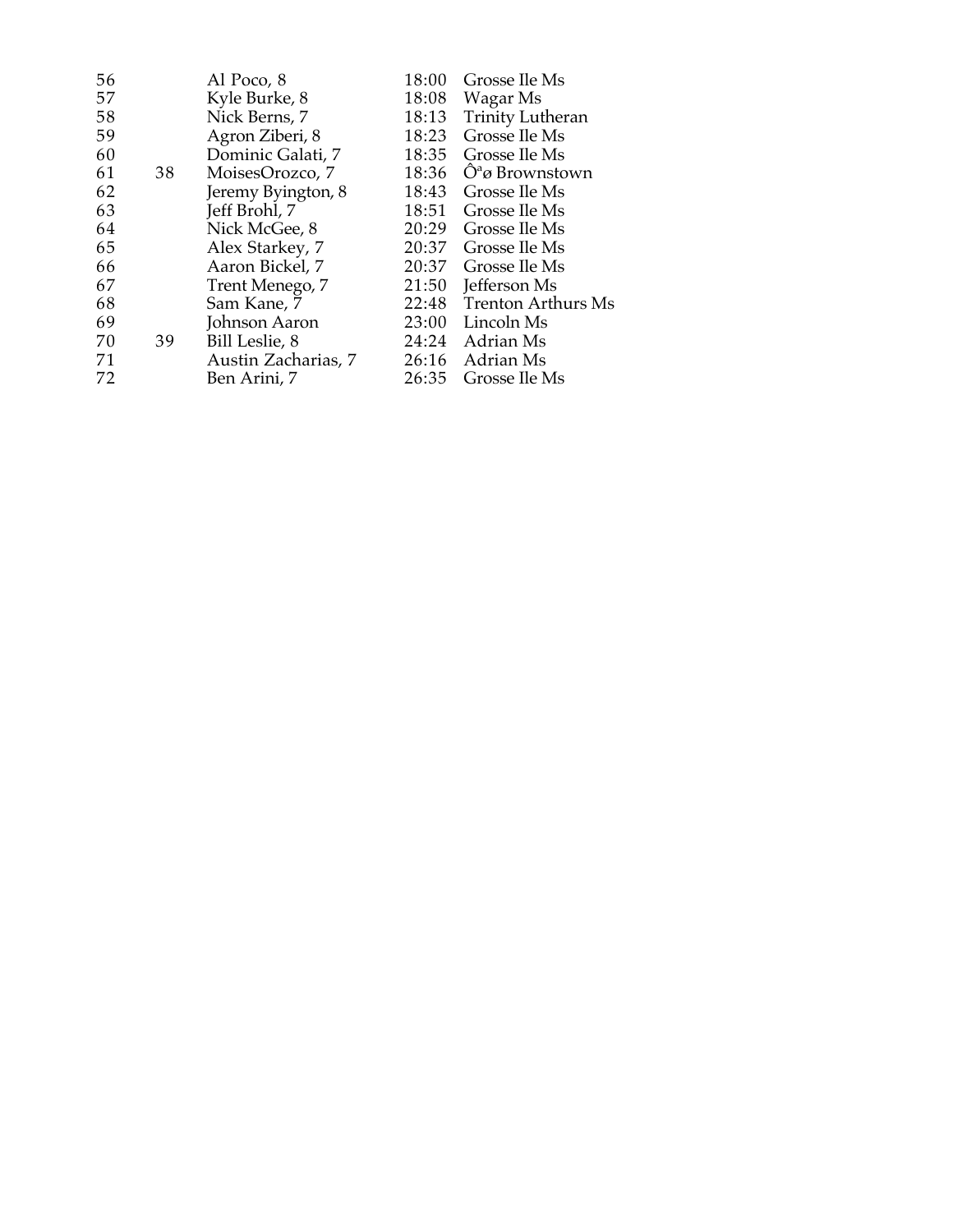| | | | | |
|---|---|---|---|---|
| 56 | | Al Poco, 8 | 18:00 | Grosse Ile Ms |
| 57 | | Kyle Burke, 8 | 18:08 | Wagar Ms |
| 58 | | Nick Berns, 7 | 18:13 | Trinity Lutheran |
| 59 | | Agron Ziberi, 8 | 18:23 | Grosse Ile Ms |
| 60 | | Dominic Galati, 7 | 18:35 | Grosse Ile Ms |
| 61 | 38 | MoisesOrozco, 7 | 18:36 | Ôªø Brownstown |
| 62 | | Jeremy Byington, 8 | 18:43 | Grosse Ile Ms |
| 63 | | Jeff Brohl, 7 | 18:51 | Grosse Ile Ms |
| 64 | | Nick McGee, 8 | 20:29 | Grosse Ile Ms |
| 65 | | Alex Starkey, 7 | 20:37 | Grosse Ile Ms |
| 66 | | Aaron Bickel, 7 | 20:37 | Grosse Ile Ms |
| 67 | | Trent Menego, 7 | 21:50 | Jefferson Ms |
| 68 | | Sam Kane, 7 | 22:48 | Trenton Arthurs Ms |
| 69 | | Johnson Aaron | 23:00 | Lincoln Ms |
| 70 | 39 | Bill Leslie, 8 | 24:24 | Adrian Ms |
| 71 | | Austin Zacharias, 7 | 26:16 | Adrian Ms |
| 72 | | Ben Arini, 7 | 26:35 | Grosse Ile Ms |